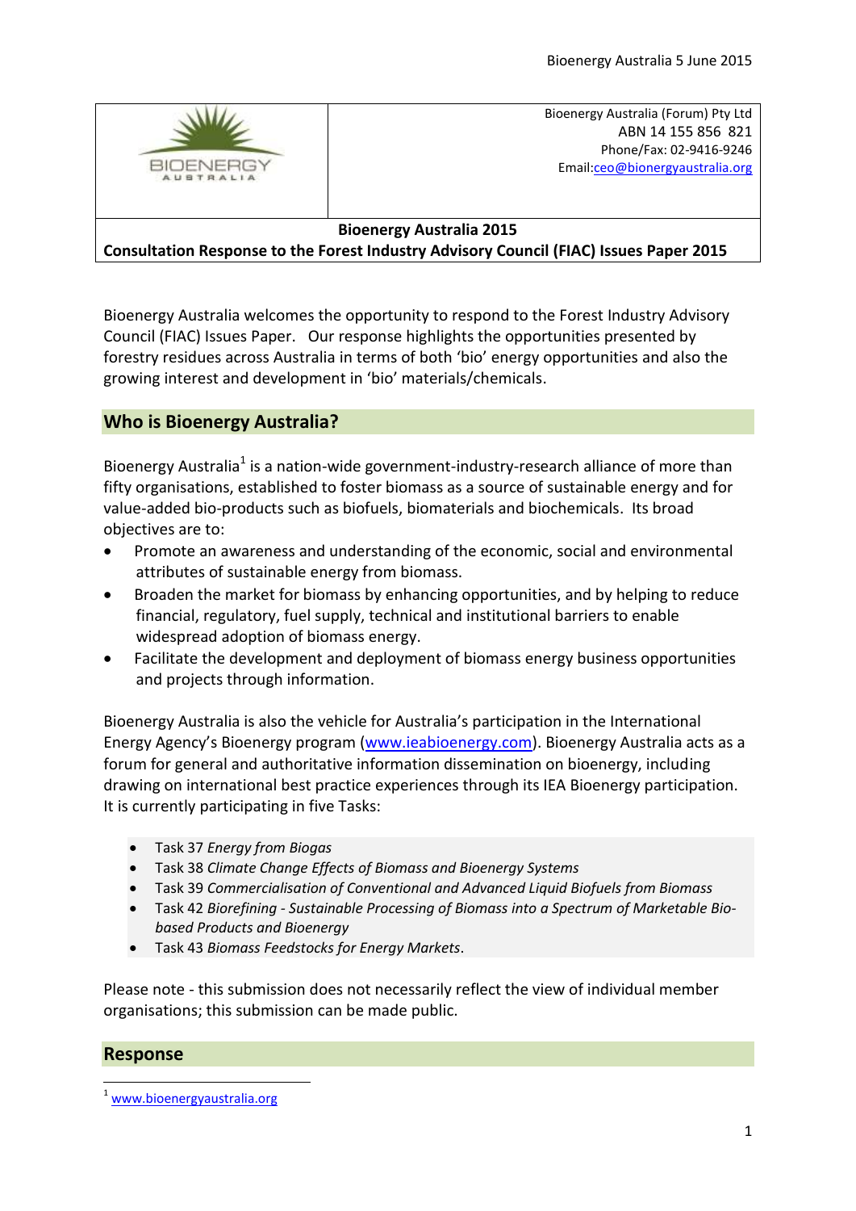Bioenergy Australia (Forum) Pty Ltd
ABN 14 155 856 821
Phone/Fax: 02-9416-9246
Email: ceo@bionergyaustralia.org

**Bioenergy Australia 2015**
**Consultation Response to the Forest Industry Advisory Council (FIAC) Issues Paper 2015**

Bioenergy Australia welcomes the opportunity to respond to the Forest Industry Advisory Council (FIAC) Issues Paper. Our response highlights the opportunities presented by forestry residues across Australia in terms of both 'bio' energy opportunities and also the growing interest and development in 'bio' materials/chemicals.

## Who is Bioenergy Australia?

Bioenergy Australia[1] is a nation-wide government-industry-research alliance of more than fifty organisations, established to foster biomass as a source of sustainable energy and for value-added bio-products such as biofuels, biomaterials and biochemicals. Its broad objectives are to:

- Promote an awareness and understanding of the economic, social and environmental attributes of sustainable energy from biomass.
- Broaden the market for biomass by enhancing opportunities, and by helping to reduce financial, regulatory, fuel supply, technical and institutional barriers to enable widespread adoption of biomass energy.
- Facilitate the development and deployment of biomass energy business opportunities and projects through information.

Bioenergy Australia is also the vehicle for Australia's participation in the International Energy Agency's Bioenergy program (www.ieabioenergy.com). Bioenergy Australia acts as a forum for general and authoritative information dissemination on bioenergy, including drawing on international best practice experiences through its IEA Bioenergy participation. It is currently participating in five Tasks:

- Task 37 *Energy from Biogas*
- Task 38 *Climate Change Effects of Biomass and Bioenergy Systems*
- Task 39 *Commercialisation of Conventional and Advanced Liquid Biofuels from Biomass*
- Task 42 *Biorefining - Sustainable Processing of Biomass into a Spectrum of Marketable Bio-based Products and Bioenergy*
- Task 43 *Biomass Feedstocks for Energy Markets*.

Please note - this submission does not necessarily reflect the view of individual member organisations; this submission can be made public.

## Response

[1] www.bioenergyaustralia.org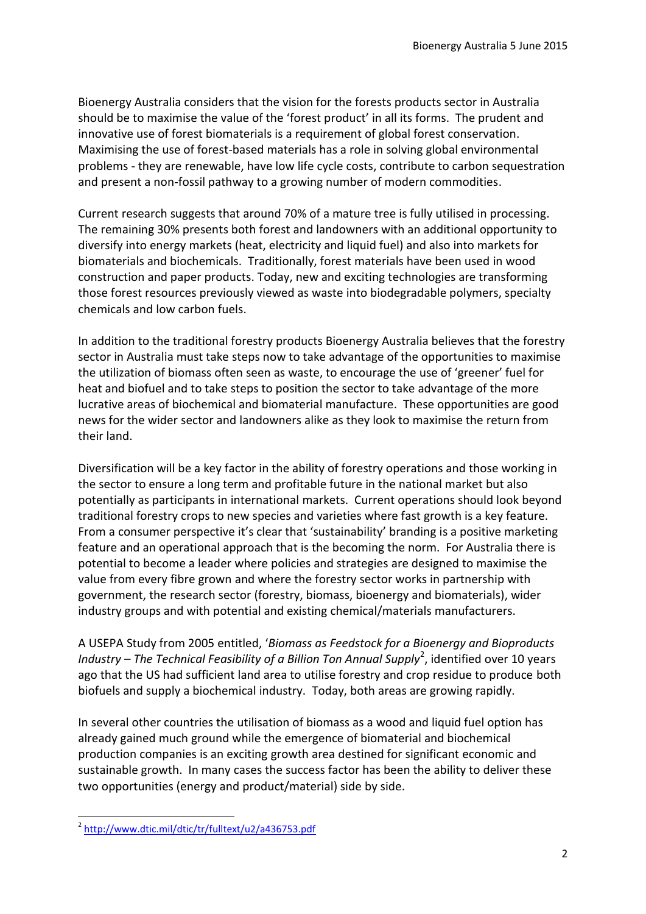Bioenergy Australia considers that the vision for the forests products sector in Australia should be to maximise the value of the 'forest product' in all its forms. The prudent and innovative use of forest biomaterials is a requirement of global forest conservation. Maximising the use of forest-based materials has a role in solving global environmental problems - they are renewable, have low life cycle costs, contribute to carbon sequestration and present a non-fossil pathway to a growing number of modern commodities.

Current research suggests that around 70% of a mature tree is fully utilised in processing. The remaining 30% presents both forest and landowners with an additional opportunity to diversify into energy markets (heat, electricity and liquid fuel) and also into markets for biomaterials and biochemicals. Traditionally, forest materials have been used in wood construction and paper products. Today, new and exciting technologies are transforming those forest resources previously viewed as waste into biodegradable polymers, specialty chemicals and low carbon fuels.

In addition to the traditional forestry products Bioenergy Australia believes that the forestry sector in Australia must take steps now to take advantage of the opportunities to maximise the utilization of biomass often seen as waste, to encourage the use of 'greener' fuel for heat and biofuel and to take steps to position the sector to take advantage of the more lucrative areas of biochemical and biomaterial manufacture. These opportunities are good news for the wider sector and landowners alike as they look to maximise the return from their land.

Diversification will be a key factor in the ability of forestry operations and those working in the sector to ensure a long term and profitable future in the national market but also potentially as participants in international markets. Current operations should look beyond traditional forestry crops to new species and varieties where fast growth is a key feature. From a consumer perspective it's clear that 'sustainability' branding is a positive marketing feature and an operational approach that is the becoming the norm. For Australia there is potential to become a leader where policies and strategies are designed to maximise the value from every fibre grown and where the forestry sector works in partnership with government, the research sector (forestry, biomass, bioenergy and biomaterials), wider industry groups and with potential and existing chemical/materials manufacturers.

A USEPA Study from 2005 entitled, '*Biomass as Feedstock for a Bioenergy and Bioproducts Industry – The Technical Feasibility of a Billion Ton Annual Supply*[2], identified over 10 years ago that the US had sufficient land area to utilise forestry and crop residue to produce both biofuels and supply a biochemical industry. Today, both areas are growing rapidly.

In several other countries the utilisation of biomass as a wood and liquid fuel option has already gained much ground while the emergence of biomaterial and biochemical production companies is an exciting growth area destined for significant economic and sustainable growth. In many cases the success factor has been the ability to deliver these two opportunities (energy and product/material) side by side.

---

[2] http://www.dtic.mil/dtic/tr/fulltext/u2/a436753.pdf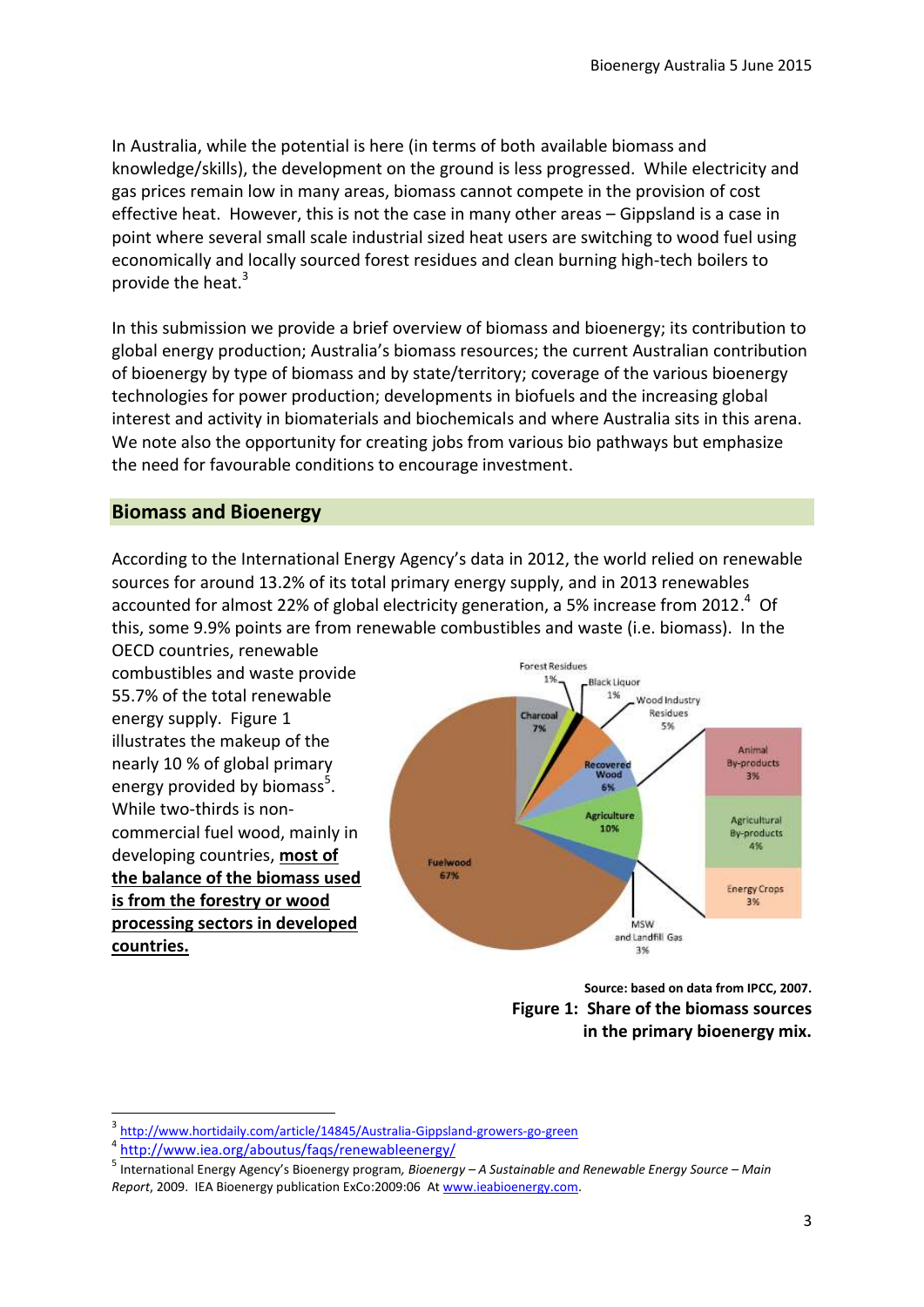In Australia, while the potential is here (in terms of both available biomass and knowledge/skills), the development on the ground is less progressed. While electricity and gas prices remain low in many areas, biomass cannot compete in the provision of cost effective heat. However, this is not the case in many other areas – Gippsland is a case in point where several small scale industrial sized heat users are switching to wood fuel using economically and locally sourced forest residues and clean burning high-tech boilers to provide the heat.[3]

In this submission we provide a brief overview of biomass and bioenergy; its contribution to global energy production; Australia's biomass resources; the current Australian contribution of bioenergy by type of biomass and by state/territory; coverage of the various bioenergy technologies for power production; developments in biofuels and the increasing global interest and activity in biomaterials and biochemicals and where Australia sits in this arena. We note also the opportunity for creating jobs from various bio pathways but emphasize the need for favourable conditions to encourage investment.

## Biomass and Bioenergy

According to the International Energy Agency's data in 2012, the world relied on renewable sources for around 13.2% of its total primary energy supply, and in 2013 renewables accounted for almost 22% of global electricity generation, a 5% increase from 2012.[4] Of this, some 9.9% points are from renewable combustibles and waste (i.e. biomass). In the OECD countries, renewable combustibles and waste provide 55.7% of the total renewable energy supply. Figure 1 illustrates the makeup of the nearly 10 % of global primary energy provided by biomass[5]. While two-thirds is non-commercial fuel wood, mainly in developing countries, **most of the balance of the biomass used is from the forestry or wood processing sectors in developed countries.**

Forest Residues 1%; Black Liquor 1%; Wood Industry Residues 5%; Charcoal 7%; Recovered Wood 6%; Agriculture 10% (Animal By-products 3%; Agricultural By-products 4%; Energy Crops 3%); MSW and Landfill Gas 3%; Fuelwood 67%

**Source: based on data from IPCC, 2007.**

**Figure 1: Share of the biomass sources in the primary bioenergy mix.**

---

[3] http://www.hortidaily.com/article/14845/Australia-Gippsland-growers-go-green

[4] http://www.iea.org/aboutus/faqs/renewableenergy/

[5] International Energy Agency's Bioenergy program, *Bioenergy – A Sustainable and Renewable Energy Source – Main Report*, 2009. IEA Bioenergy publication ExCo:2009:06 At www.ieabioenergy.com.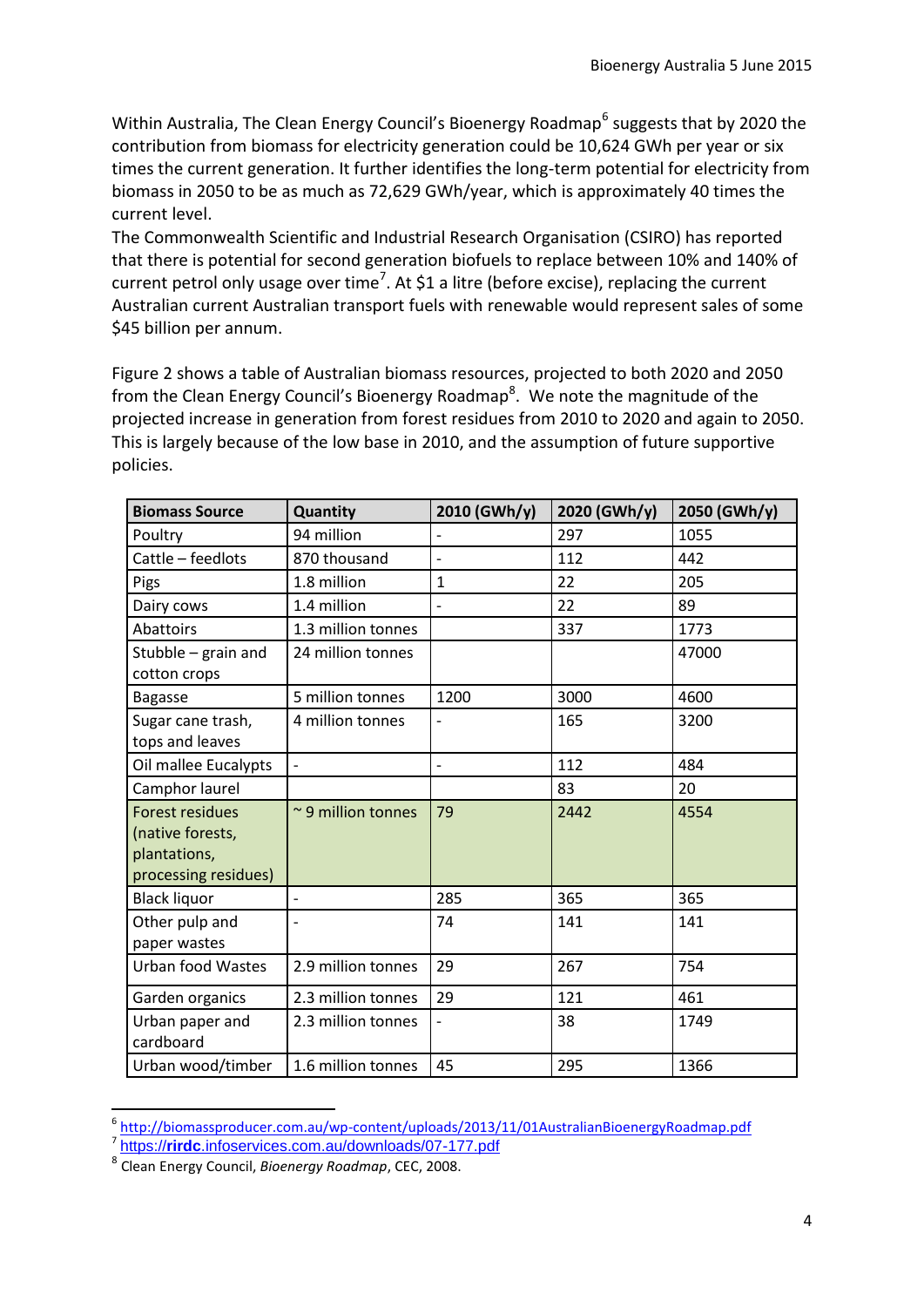Within Australia, The Clean Energy Council's Bioenergy Roadmap[6] suggests that by 2020 the contribution from biomass for electricity generation could be 10,624 GWh per year or six times the current generation. It further identifies the long-term potential for electricity from biomass in 2050 to be as much as 72,629 GWh/year, which is approximately 40 times the current level.

The Commonwealth Scientific and Industrial Research Organisation (CSIRO) has reported that there is potential for second generation biofuels to replace between 10% and 140% of current petrol only usage over time[7]. At $1 a litre (before excise), replacing the current Australian current Australian transport fuels with renewable would represent sales of some $45 billion per annum.

Figure 2 shows a table of Australian biomass resources, projected to both 2020 and 2050 from the Clean Energy Council's Bioenergy Roadmap[8]. We note the magnitude of the projected increase in generation from forest residues from 2010 to 2020 and again to 2050. This is largely because of the low base in 2010, and the assumption of future supportive policies.

| Biomass Source | Quantity | 2010 (GWh/y) | 2020 (GWh/y) | 2050 (GWh/y) |
|---|---|---|---|---|
| Poultry | 94 million | - | 297 | 1055 |
| Cattle – feedlots | 870 thousand | - | 112 | 442 |
| Pigs | 1.8 million | 1 | 22 | 205 |
| Dairy cows | 1.4 million | - | 22 | 89 |
| Abattoirs | 1.3 million tonnes | | 337 | 1773 |
| Stubble – grain and cotton crops | 24 million tonnes | | | 47000 |
| Bagasse | 5 million tonnes | 1200 | 3000 | 4600 |
| Sugar cane trash, tops and leaves | 4 million tonnes | - | 165 | 3200 |
| Oil mallee Eucalypts | - | - | 112 | 484 |
| Camphor laurel | | | 83 | 20 |
| Forest residues (native forests, plantations, processing residues) | ~ 9 million tonnes | 79 | 2442 | 4554 |
| Black liquor | - | 285 | 365 | 365 |
| Other pulp and paper wastes | - | 74 | 141 | 141 |
| Urban food Wastes | 2.9 million tonnes | 29 | 267 | 754 |
| Garden organics | 2.3 million tonnes | 29 | 121 | 461 |
| Urban paper and cardboard | 2.3 million tonnes | - | 38 | 1749 |
| Urban wood/timber | 1.6 million tonnes | 45 | 295 | 1366 |

---

[6] http://biomassproducer.com.au/wp-content/uploads/2013/11/01AustralianBioenergyRoadmap.pdf

[7] https://rirdc.infoservices.com.au/downloads/07-177.pdf

[8] Clean Energy Council, *Bioenergy Roadmap*, CEC, 2008.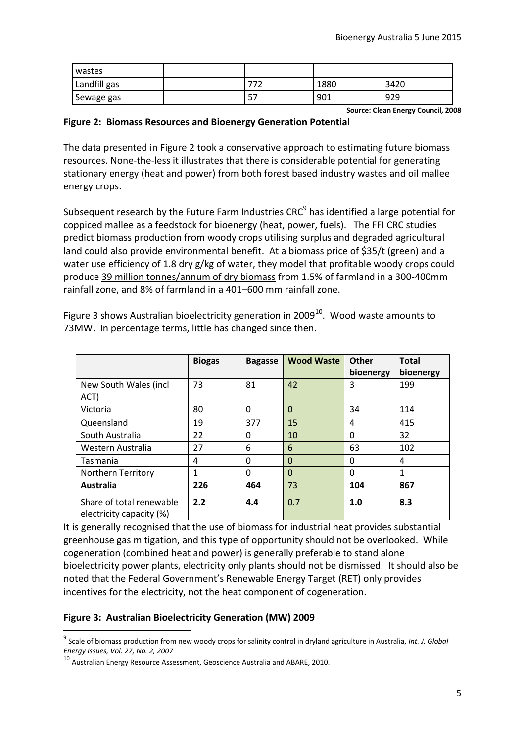| wastes | | | | |
|---|---|---|---|---|
| Landfill gas | | 772 | 1880 | 3420 |
| Sewage gas | | 57 | 901 | 929 |

**Source: Clean Energy Council, 2008**

**Figure 2: Biomass Resources and Bioenergy Generation Potential**

The data presented in Figure 2 took a conservative approach to estimating future biomass resources. None-the-less it illustrates that there is considerable potential for generating stationary energy (heat and power) from both forest based industry wastes and oil mallee energy crops.

Subsequent research by the Future Farm Industries CRC[9] has identified a large potential for coppiced mallee as a feedstock for bioenergy (heat, power, fuels). The FFI CRC studies predict biomass production from woody crops utilising surplus and degraded agricultural land could also provide environmental benefit. At a biomass price of $35/t (green) and a water use efficiency of 1.8 dry g/kg of water, they model that profitable woody crops could produce 39 million tonnes/annum of dry biomass from 1.5% of farmland in a 300-400mm rainfall zone, and 8% of farmland in a 401–600 mm rainfall zone.

Figure 3 shows Australian bioelectricity generation in 2009[10]. Wood waste amounts to 73MW. In percentage terms, little has changed since then.

| | **Biogas** | **Bagasse** | **Wood Waste** | **Other bioenergy** | **Total bioenergy** |
|---|---|---|---|---|---|
| New South Wales (incl ACT) | 73 | 81 | 42 | 3 | 199 |
| Victoria | 80 | 0 | 0 | 34 | 114 |
| Queensland | 19 | 377 | 15 | 4 | 415 |
| South Australia | 22 | 0 | 10 | 0 | 32 |
| Western Australia | 27 | 6 | 6 | 63 | 102 |
| Tasmania | 4 | 0 | 0 | 0 | 4 |
| Northern Territory | 1 | 0 | 0 | 0 | 1 |
| **Australia** | **226** | **464** | 73 | **104** | **867** |
| Share of total renewable electricity capacity (%) | **2.2** | **4.4** | 0.7 | **1.0** | **8.3** |

It is generally recognised that the use of biomass for industrial heat provides substantial greenhouse gas mitigation, and this type of opportunity should not be overlooked. While cogeneration (combined heat and power) is generally preferable to stand alone bioelectricity power plants, electricity only plants should not be dismissed. It should also be noted that the Federal Government's Renewable Energy Target (RET) only provides incentives for the electricity, not the heat component of cogeneration.

**Figure 3: Australian Bioelectricity Generation (MW) 2009**

[9] Scale of biomass production from new woody crops for salinity control in dryland agriculture in Australia, *Int. J. Global Energy Issues, Vol. 27, No. 2, 2007*

[10] Australian Energy Resource Assessment, Geoscience Australia and ABARE, 2010.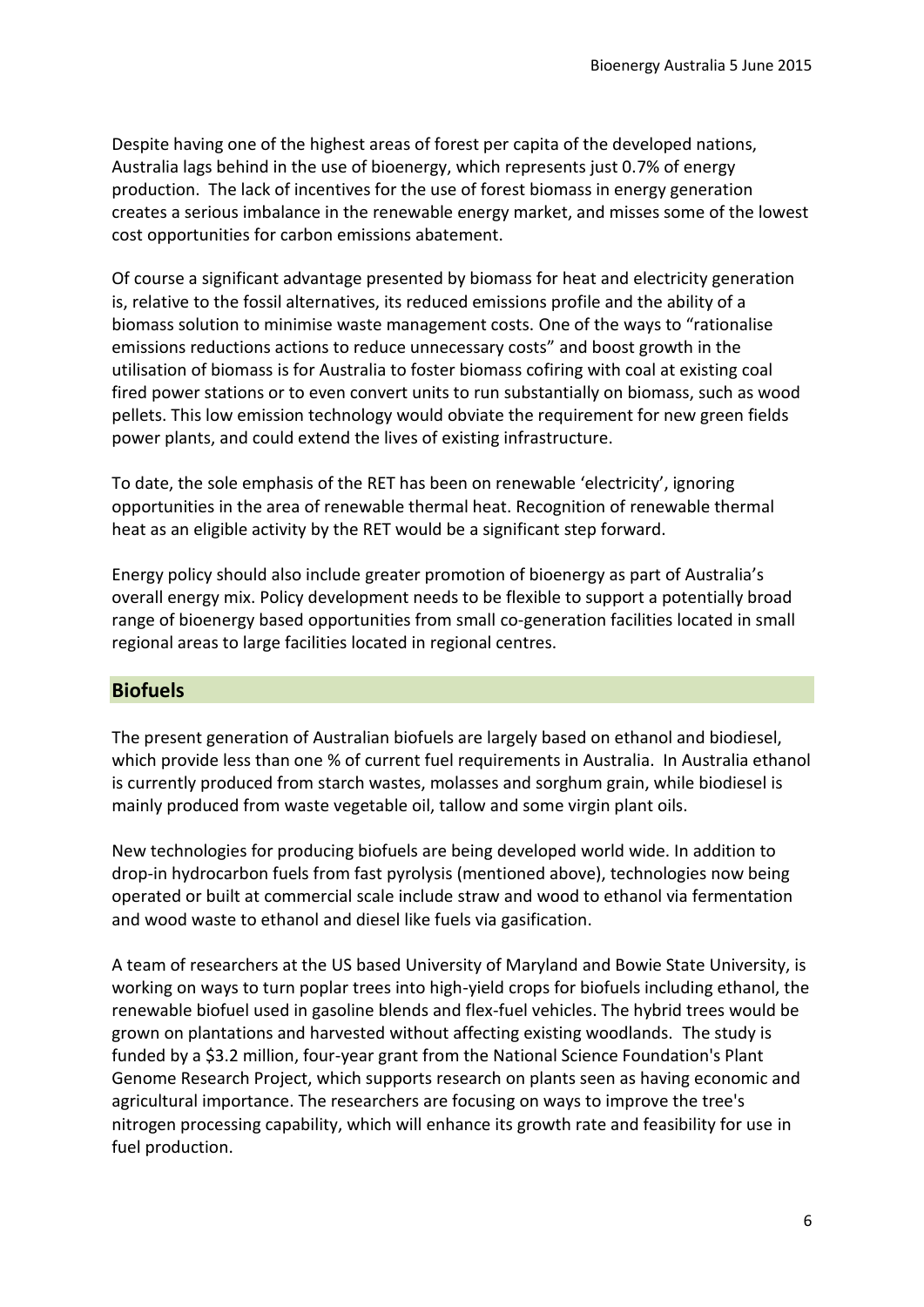Despite having one of the highest areas of forest per capita of the developed nations, Australia lags behind in the use of bioenergy, which represents just 0.7% of energy production. The lack of incentives for the use of forest biomass in energy generation creates a serious imbalance in the renewable energy market, and misses some of the lowest cost opportunities for carbon emissions abatement.

Of course a significant advantage presented by biomass for heat and electricity generation is, relative to the fossil alternatives, its reduced emissions profile and the ability of a biomass solution to minimise waste management costs. One of the ways to "rationalise emissions reductions actions to reduce unnecessary costs" and boost growth in the utilisation of biomass is for Australia to foster biomass cofiring with coal at existing coal fired power stations or to even convert units to run substantially on biomass, such as wood pellets. This low emission technology would obviate the requirement for new green fields power plants, and could extend the lives of existing infrastructure.

To date, the sole emphasis of the RET has been on renewable 'electricity', ignoring opportunities in the area of renewable thermal heat. Recognition of renewable thermal heat as an eligible activity by the RET would be a significant step forward.

Energy policy should also include greater promotion of bioenergy as part of Australia's overall energy mix. Policy development needs to be flexible to support a potentially broad range of bioenergy based opportunities from small co-generation facilities located in small regional areas to large facilities located in regional centres.

## Biofuels

The present generation of Australian biofuels are largely based on ethanol and biodiesel, which provide less than one % of current fuel requirements in Australia. In Australia ethanol is currently produced from starch wastes, molasses and sorghum grain, while biodiesel is mainly produced from waste vegetable oil, tallow and some virgin plant oils.

New technologies for producing biofuels are being developed world wide. In addition to drop-in hydrocarbon fuels from fast pyrolysis (mentioned above), technologies now being operated or built at commercial scale include straw and wood to ethanol via fermentation and wood waste to ethanol and diesel like fuels via gasification.

A team of researchers at the US based University of Maryland and Bowie State University, is working on ways to turn poplar trees into high-yield crops for biofuels including ethanol, the renewable biofuel used in gasoline blends and flex-fuel vehicles. The hybrid trees would be grown on plantations and harvested without affecting existing woodlands. The study is funded by a $3.2 million, four-year grant from the National Science Foundation's Plant Genome Research Project, which supports research on plants seen as having economic and agricultural importance. The researchers are focusing on ways to improve the tree's nitrogen processing capability, which will enhance its growth rate and feasibility for use in fuel production.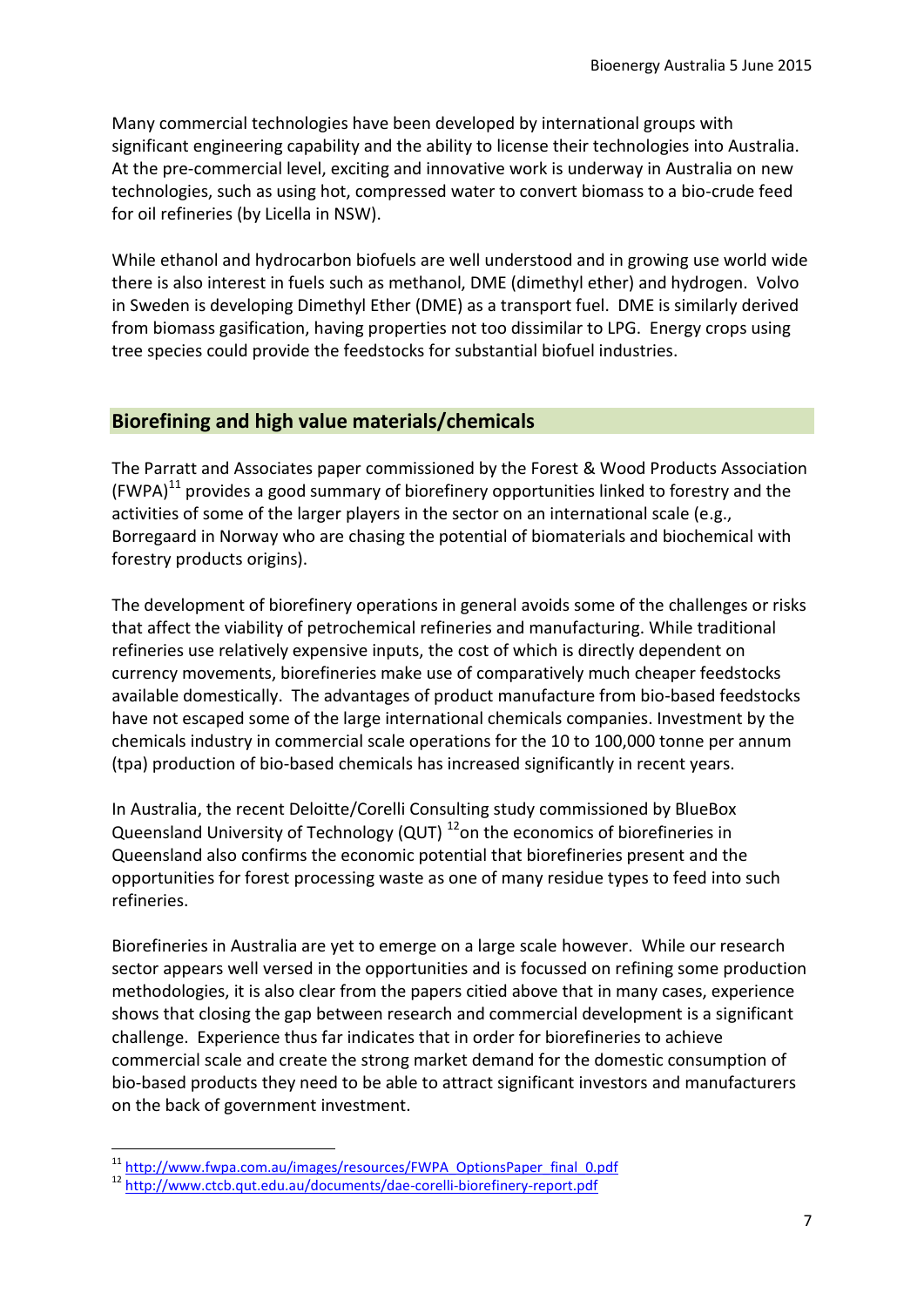Many commercial technologies have been developed by international groups with significant engineering capability and the ability to license their technologies into Australia. At the pre-commercial level, exciting and innovative work is underway in Australia on new technologies, such as using hot, compressed water to convert biomass to a bio-crude feed for oil refineries (by Licella in NSW).

While ethanol and hydrocarbon biofuels are well understood and in growing use world wide there is also interest in fuels such as methanol, DME (dimethyl ether) and hydrogen. Volvo in Sweden is developing Dimethyl Ether (DME) as a transport fuel. DME is similarly derived from biomass gasification, having properties not too dissimilar to LPG. Energy crops using tree species could provide the feedstocks for substantial biofuel industries.

## Biorefining and high value materials/chemicals

The Parratt and Associates paper commissioned by the Forest & Wood Products Association (FWPA)[11] provides a good summary of biorefinery opportunities linked to forestry and the activities of some of the larger players in the sector on an international scale (e.g., Borregaard in Norway who are chasing the potential of biomaterials and biochemical with forestry products origins).

The development of biorefinery operations in general avoids some of the challenges or risks that affect the viability of petrochemical refineries and manufacturing. While traditional refineries use relatively expensive inputs, the cost of which is directly dependent on currency movements, biorefineries make use of comparatively much cheaper feedstocks available domestically. The advantages of product manufacture from bio-based feedstocks have not escaped some of the large international chemicals companies. Investment by the chemicals industry in commercial scale operations for the 10 to 100,000 tonne per annum (tpa) production of bio-based chemicals has increased significantly in recent years.

In Australia, the recent Deloitte/Corelli Consulting study commissioned by BlueBox Queensland University of Technology (QUT) [12]on the economics of biorefineries in Queensland also confirms the economic potential that biorefineries present and the opportunities for forest processing waste as one of many residue types to feed into such refineries.

Biorefineries in Australia are yet to emerge on a large scale however. While our research sector appears well versed in the opportunities and is focussed on refining some production methodologies, it is also clear from the papers citied above that in many cases, experience shows that closing the gap between research and commercial development is a significant challenge. Experience thus far indicates that in order for biorefineries to achieve commercial scale and create the strong market demand for the domestic consumption of bio-based products they need to be able to attract significant investors and manufacturers on the back of government investment.

---

[11] http://www.fwpa.com.au/images/resources/FWPA_OptionsPaper_final_0.pdf

[12] http://www.ctcb.qut.edu.au/documents/dae-corelli-biorefinery-report.pdf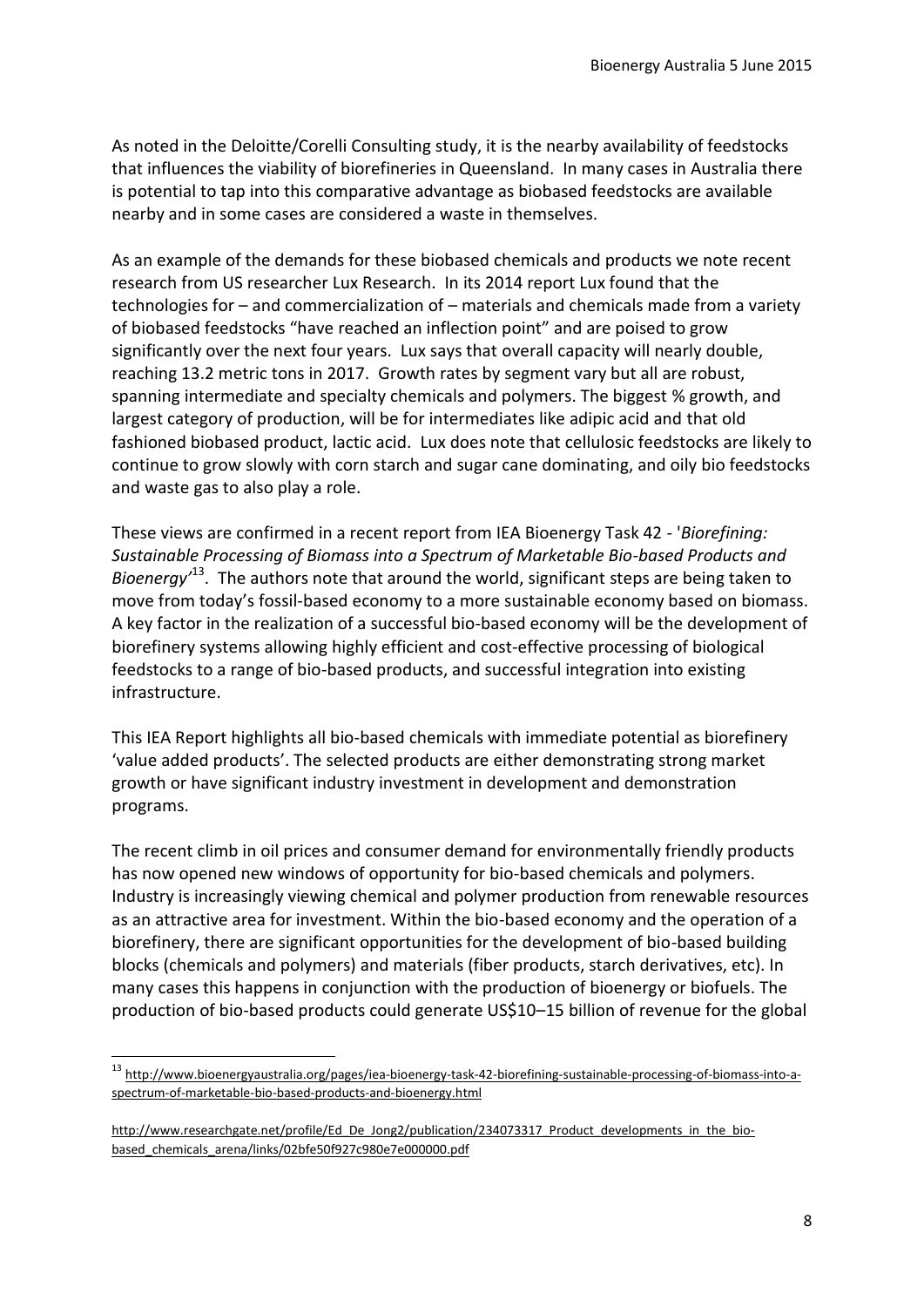As noted in the Deloitte/Corelli Consulting study, it is the nearby availability of feedstocks that influences the viability of biorefineries in Queensland. In many cases in Australia there is potential to tap into this comparative advantage as biobased feedstocks are available nearby and in some cases are considered a waste in themselves.

As an example of the demands for these biobased chemicals and products we note recent research from US researcher Lux Research. In its 2014 report Lux found that the technologies for – and commercialization of – materials and chemicals made from a variety of biobased feedstocks "have reached an inflection point" and are poised to grow significantly over the next four years. Lux says that overall capacity will nearly double, reaching 13.2 metric tons in 2017. Growth rates by segment vary but all are robust, spanning intermediate and specialty chemicals and polymers. The biggest % growth, and largest category of production, will be for intermediates like adipic acid and that old fashioned biobased product, lactic acid. Lux does note that cellulosic feedstocks are likely to continue to grow slowly with corn starch and sugar cane dominating, and oily bio feedstocks and waste gas to also play a role.

These views are confirmed in a recent report from IEA Bioenergy Task 42 - '*Biorefining: Sustainable Processing of Biomass into a Spectrum of Marketable Bio-based Products and Bioenergy*'[13]. The authors note that around the world, significant steps are being taken to move from today's fossil-based economy to a more sustainable economy based on biomass. A key factor in the realization of a successful bio-based economy will be the development of biorefinery systems allowing highly efficient and cost-effective processing of biological feedstocks to a range of bio-based products, and successful integration into existing infrastructure.

This IEA Report highlights all bio-based chemicals with immediate potential as biorefinery 'value added products'. The selected products are either demonstrating strong market growth or have significant industry investment in development and demonstration programs.

The recent climb in oil prices and consumer demand for environmentally friendly products has now opened new windows of opportunity for bio-based chemicals and polymers. Industry is increasingly viewing chemical and polymer production from renewable resources as an attractive area for investment. Within the bio-based economy and the operation of a biorefinery, there are significant opportunities for the development of bio-based building blocks (chemicals and polymers) and materials (fiber products, starch derivatives, etc). In many cases this happens in conjunction with the production of bioenergy or biofuels. The production of bio-based products could generate US$10–15 billion of revenue for the global

---

[13] http://www.bioenergyaustralia.org/pages/iea-bioenergy-task-42-biorefining-sustainable-processing-of-biomass-into-a-spectrum-of-marketable-bio-based-products-and-bioenergy.html

http://www.researchgate.net/profile/Ed_De_Jong2/publication/234073317_Product_developments_in_the_bio-based_chemicals_arena/links/02bfe50f927c980e7e000000.pdf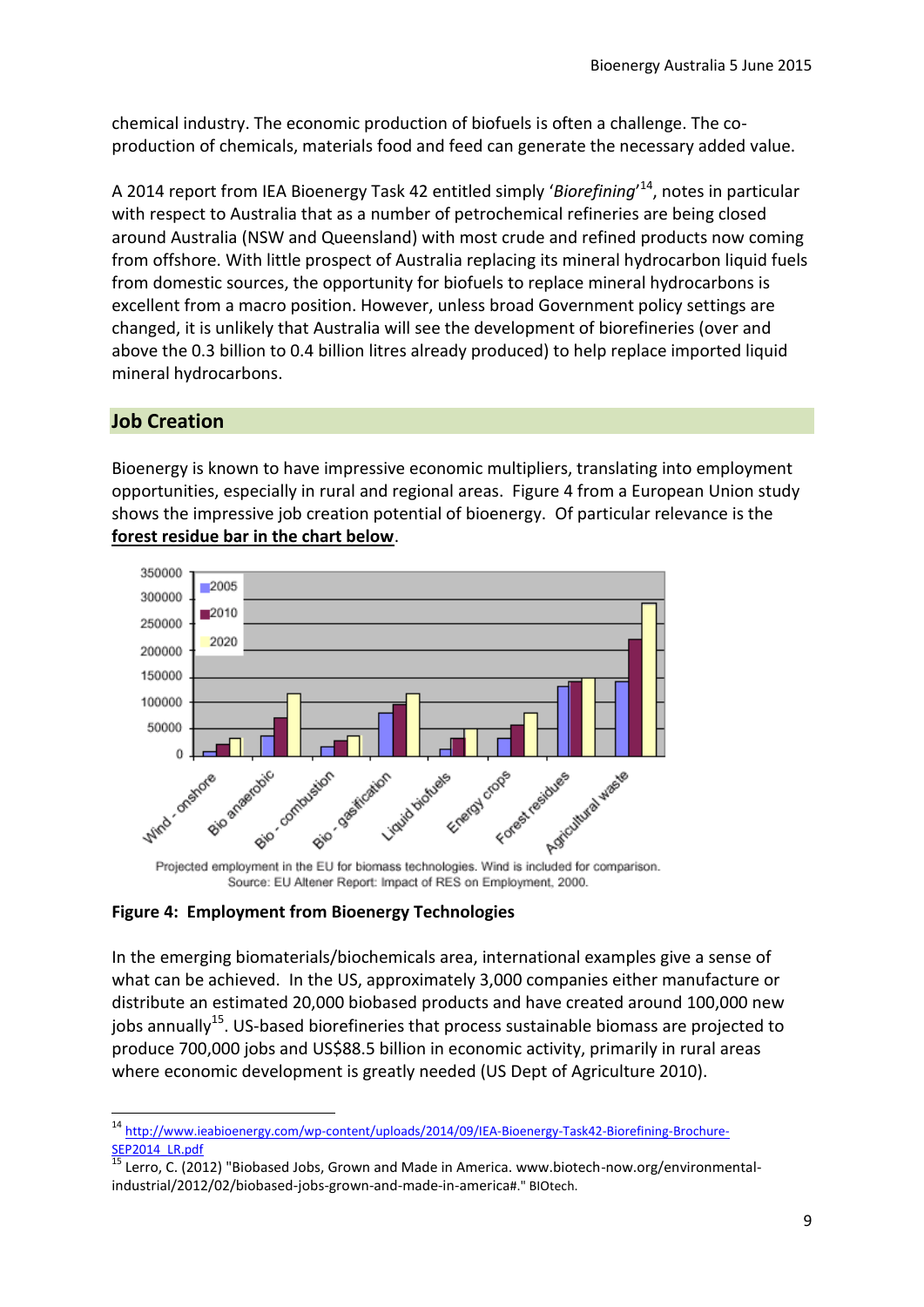chemical industry. The economic production of biofuels is often a challenge. The co-production of chemicals, materials food and feed can generate the necessary added value.

A 2014 report from IEA Bioenergy Task 42 entitled simply '*Biorefining*'[14], notes in particular with respect to Australia that as a number of petrochemical refineries are being closed around Australia (NSW and Queensland) with most crude and refined products now coming from offshore. With little prospect of Australia replacing its mineral hydrocarbon liquid fuels from domestic sources, the opportunity for biofuels to replace mineral hydrocarbons is excellent from a macro position. However, unless broad Government policy settings are changed, it is unlikely that Australia will see the development of biorefineries (over and above the 0.3 billion to 0.4 billion litres already produced) to help replace imported liquid mineral hydrocarbons.

## Job Creation

Bioenergy is known to have impressive economic multipliers, translating into employment opportunities, especially in rural and regional areas. Figure 4 from a European Union study shows the impressive job creation potential of bioenergy. Of particular relevance is the **forest residue bar in the chart below**.

Projected employment in the EU for biomass technologies. Wind is included for comparison.
Source: EU Altener Report: Impact of RES on Employment, 2000.

**Figure 4: Employment from Bioenergy Technologies**

In the emerging biomaterials/biochemicals area, international examples give a sense of what can be achieved. In the US, approximately 3,000 companies either manufacture or distribute an estimated 20,000 biobased products and have created around 100,000 new jobs annually[15]. US-based biorefineries that process sustainable biomass are projected to produce 700,000 jobs and US$88.5 billion in economic activity, primarily in rural areas where economic development is greatly needed (US Dept of Agriculture 2010).

---

[14] http://www.ieabioenergy.com/wp-content/uploads/2014/09/IEA-Bioenergy-Task42-Biorefining-Brochure-SEP2014_LR.pdf

[15] Lerro, C. (2012) "Biobased Jobs, Grown and Made in America. www.biotech-now.org/environmental-industrial/2012/02/biobased-jobs-grown-and-made-in-america#." BIOtech.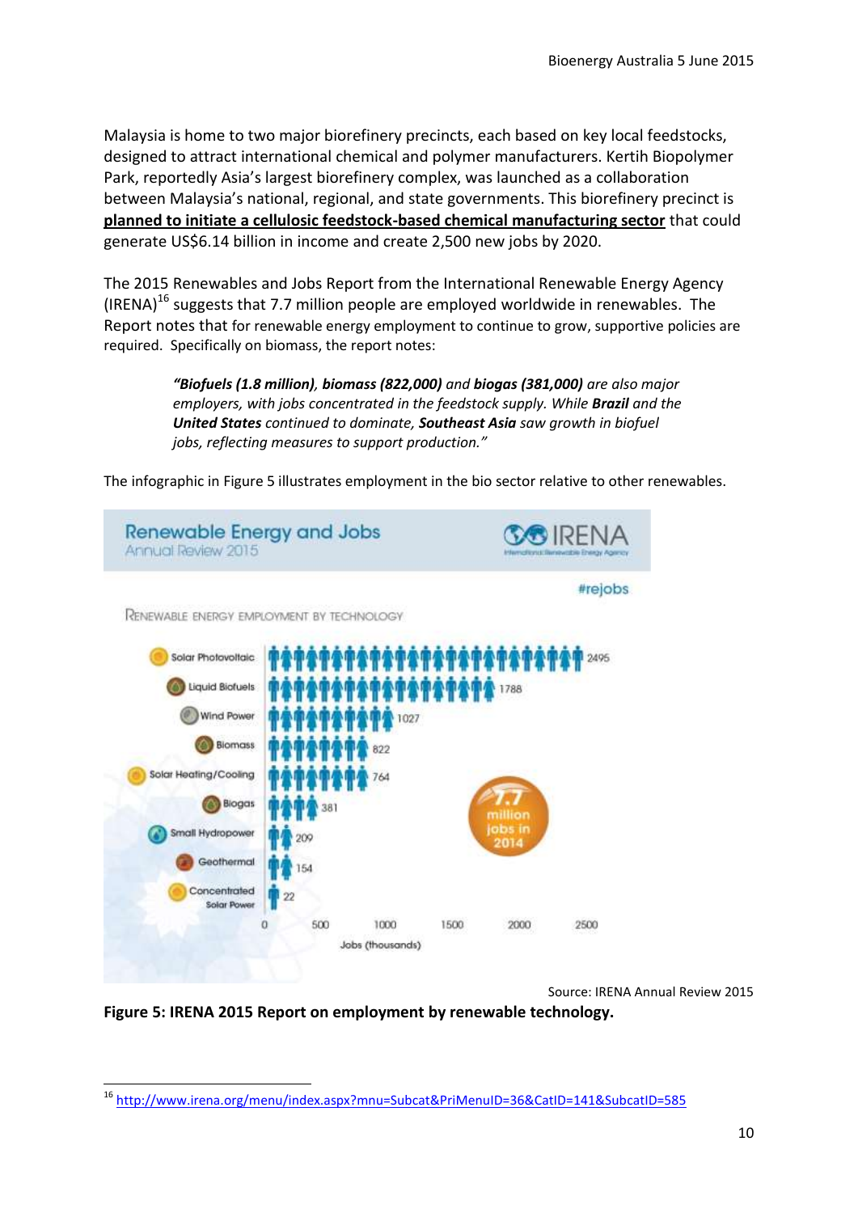Malaysia is home to two major biorefinery precincts, each based on key local feedstocks, designed to attract international chemical and polymer manufacturers. Kertih Biopolymer Park, reportedly Asia's largest biorefinery complex, was launched as a collaboration between Malaysia's national, regional, and state governments. This biorefinery precinct is **planned to initiate a cellulosic feedstock-based chemical manufacturing sector** that could generate US$6.14 billion in income and create 2,500 new jobs by 2020.

The 2015 Renewables and Jobs Report from the International Renewable Energy Agency (IRENA)[16] suggests that 7.7 million people are employed worldwide in renewables. The Report notes that for renewable energy employment to continue to grow, supportive policies are required. Specifically on biomass, the report notes:

> *"**Biofuels (1.8 million)**, **biomass (822,000)** and **biogas (381,000)** are also major employers, with jobs concentrated in the feedstock supply. While **Brazil** and the **United States** continued to dominate, **Southeast Asia** saw growth in biofuel jobs, reflecting measures to support production."*

The infographic in Figure 5 illustrates employment in the bio sector relative to other renewables.

**Renewable Energy and Jobs** — Annual Review 2015 (IRENA, International Renewable Energy Agency) #rejobs

RENEWABLE ENERGY EMPLOYMENT BY TECHNOLOGY

| Technology | Jobs (thousands) |
| --- | --- |
| Solar Photovoltaic | 2495 |
| Liquid Biofuels | 1788 |
| Wind Power | 1027 |
| Biomass | 822 |
| Solar Heating/Cooling | 764 |
| Biogas | 381 |
| Small Hydropower | 209 |
| Geothermal | 154 |
| Concentrated Solar Power | 22 |

7.7 million jobs in 2014

Source: IRENA Annual Review 2015

**Figure 5: IRENA 2015 Report on employment by renewable technology.**

---

[16] http://www.irena.org/menu/index.aspx?mnu=Subcat&PriMenuID=36&CatID=141&SubcatID=585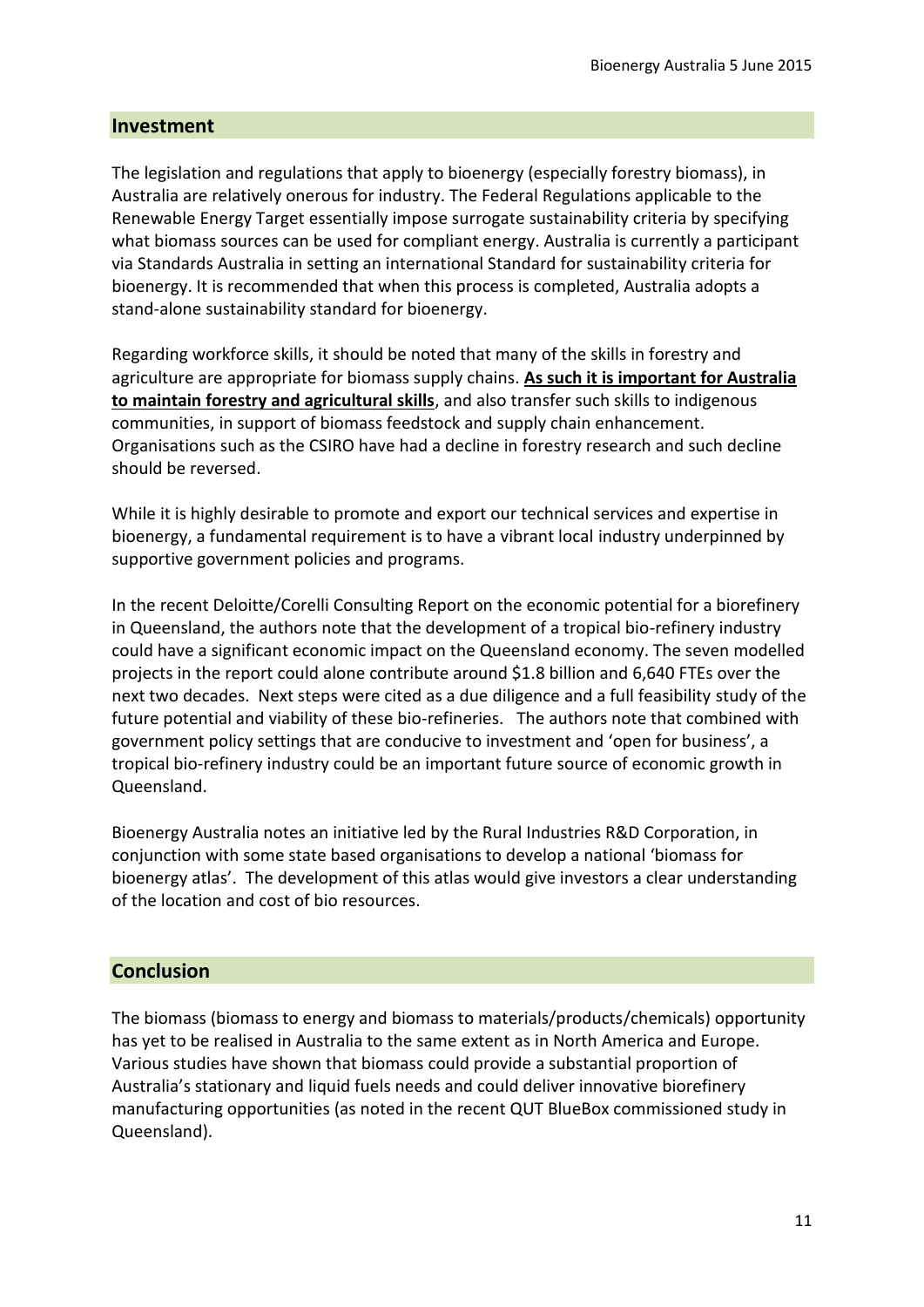## Investment

The legislation and regulations that apply to bioenergy (especially forestry biomass), in Australia are relatively onerous for industry. The Federal Regulations applicable to the Renewable Energy Target essentially impose surrogate sustainability criteria by specifying what biomass sources can be used for compliant energy. Australia is currently a participant via Standards Australia in setting an international Standard for sustainability criteria for bioenergy. It is recommended that when this process is completed, Australia adopts a stand-alone sustainability standard for bioenergy.

Regarding workforce skills, it should be noted that many of the skills in forestry and agriculture are appropriate for biomass supply chains. **As such it is important for Australia to maintain forestry and agricultural skills**, and also transfer such skills to indigenous communities, in support of biomass feedstock and supply chain enhancement. Organisations such as the CSIRO have had a decline in forestry research and such decline should be reversed.

While it is highly desirable to promote and export our technical services and expertise in bioenergy, a fundamental requirement is to have a vibrant local industry underpinned by supportive government policies and programs.

In the recent Deloitte/Corelli Consulting Report on the economic potential for a biorefinery in Queensland, the authors note that the development of a tropical bio-refinery industry could have a significant economic impact on the Queensland economy. The seven modelled projects in the report could alone contribute around $1.8 billion and 6,640 FTEs over the next two decades. Next steps were cited as a due diligence and a full feasibility study of the future potential and viability of these bio-refineries. The authors note that combined with government policy settings that are conducive to investment and 'open for business', a tropical bio-refinery industry could be an important future source of economic growth in Queensland.

Bioenergy Australia notes an initiative led by the Rural Industries R&D Corporation, in conjunction with some state based organisations to develop a national 'biomass for bioenergy atlas'. The development of this atlas would give investors a clear understanding of the location and cost of bio resources.

## Conclusion

The biomass (biomass to energy and biomass to materials/products/chemicals) opportunity has yet to be realised in Australia to the same extent as in North America and Europe. Various studies have shown that biomass could provide a substantial proportion of Australia's stationary and liquid fuels needs and could deliver innovative biorefinery manufacturing opportunities (as noted in the recent QUT BlueBox commissioned study in Queensland).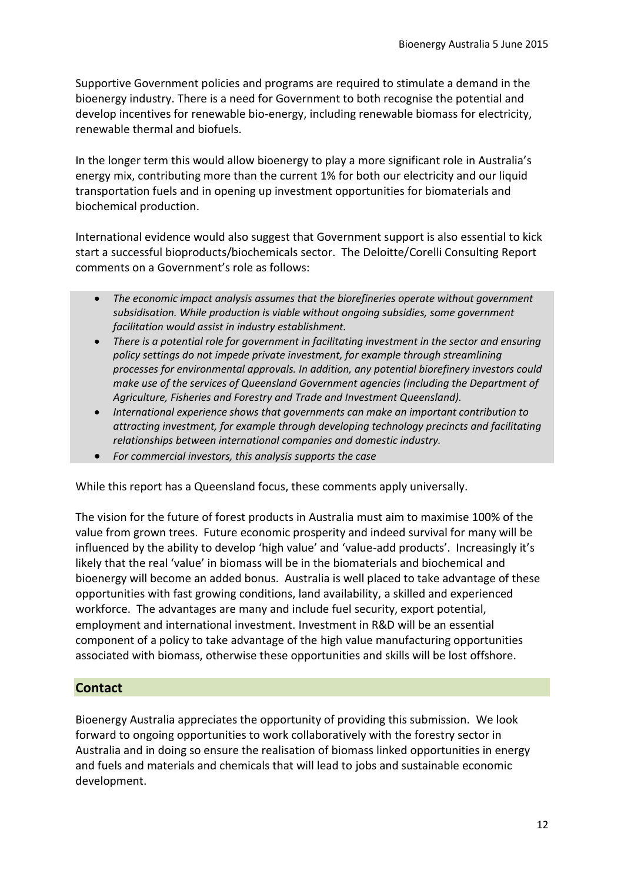Supportive Government policies and programs are required to stimulate a demand in the bioenergy industry. There is a need for Government to both recognise the potential and develop incentives for renewable bio-energy, including renewable biomass for electricity, renewable thermal and biofuels.

In the longer term this would allow bioenergy to play a more significant role in Australia's energy mix, contributing more than the current 1% for both our electricity and our liquid transportation fuels and in opening up investment opportunities for biomaterials and biochemical production.

International evidence would also suggest that Government support is also essential to kick start a successful bioproducts/biochemicals sector. The Deloitte/Corelli Consulting Report comments on a Government's role as follows:

- *The economic impact analysis assumes that the biorefineries operate without government subsidisation. While production is viable without ongoing subsidies, some government facilitation would assist in industry establishment.*
- *There is a potential role for government in facilitating investment in the sector and ensuring policy settings do not impede private investment, for example through streamlining processes for environmental approvals. In addition, any potential biorefinery investors could make use of the services of Queensland Government agencies (including the Department of Agriculture, Fisheries and Forestry and Trade and Investment Queensland).*
- *International experience shows that governments can make an important contribution to attracting investment, for example through developing technology precincts and facilitating relationships between international companies and domestic industry.*
- *For commercial investors, this analysis supports the case*

While this report has a Queensland focus, these comments apply universally.

The vision for the future of forest products in Australia must aim to maximise 100% of the value from grown trees. Future economic prosperity and indeed survival for many will be influenced by the ability to develop 'high value' and 'value-add products'. Increasingly it's likely that the real 'value' in biomass will be in the biomaterials and biochemical and bioenergy will become an added bonus. Australia is well placed to take advantage of these opportunities with fast growing conditions, land availability, a skilled and experienced workforce. The advantages are many and include fuel security, export potential, employment and international investment. Investment in R&D will be an essential component of a policy to take advantage of the high value manufacturing opportunities associated with biomass, otherwise these opportunities and skills will be lost offshore.

## Contact

Bioenergy Australia appreciates the opportunity of providing this submission. We look forward to ongoing opportunities to work collaboratively with the forestry sector in Australia and in doing so ensure the realisation of biomass linked opportunities in energy and fuels and materials and chemicals that will lead to jobs and sustainable economic development.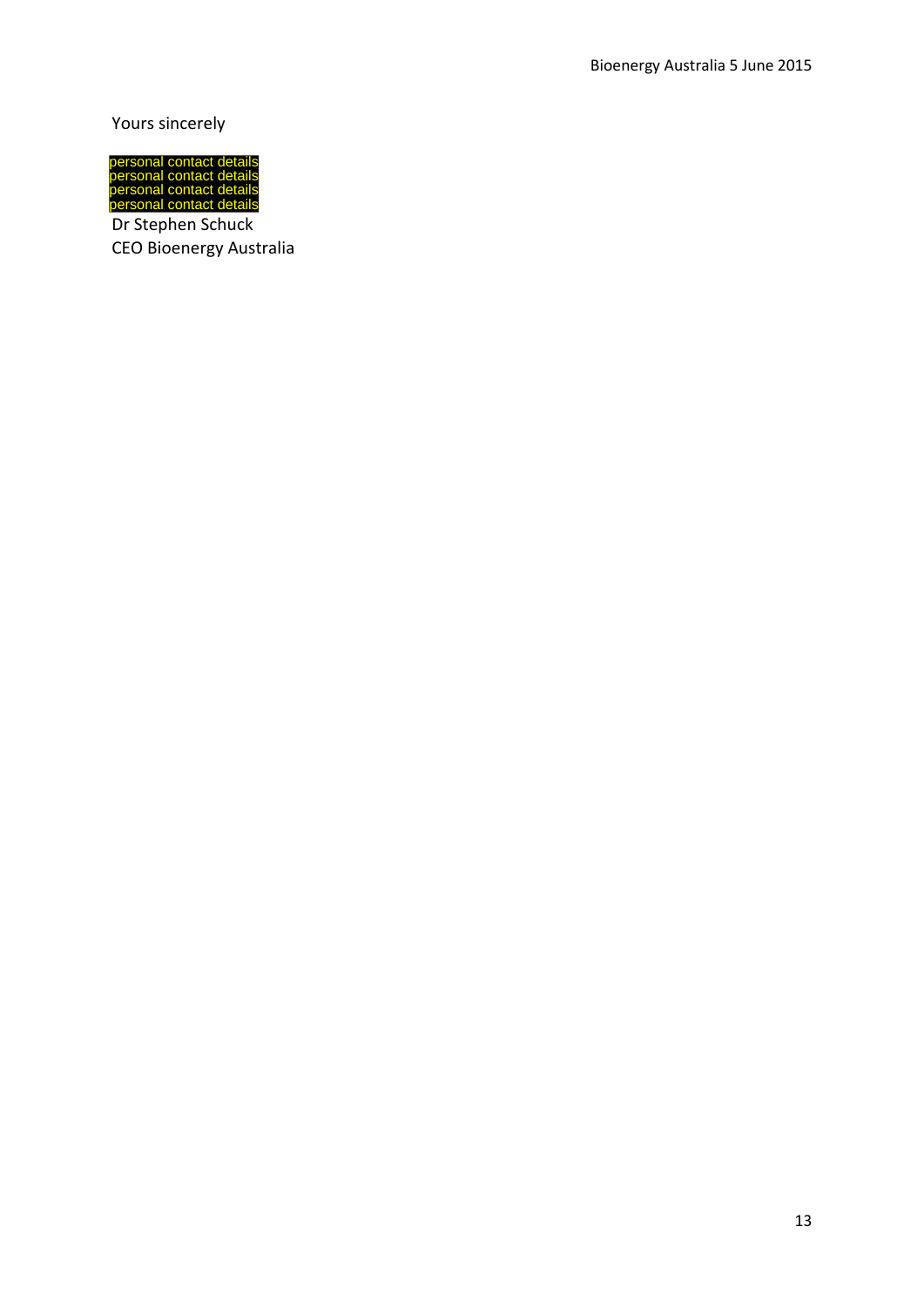Yours sincerely

personal contact details
personal contact details
personal contact details
personal contact details

Dr Stephen Schuck
CEO Bioenergy Australia